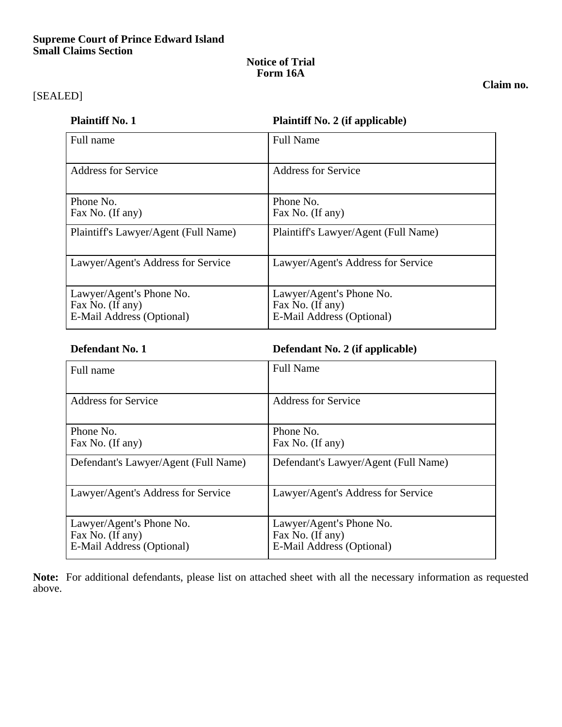**Supreme Court of Prince Edward Island**
**Small Claims Section**

**Notice of Trial**
**Form 16A**

**Claim no.**

[SEALED]

| **Plaintiff No. 1** | **Plaintiff No. 2 (if applicable)** |
|---|---|
| Full name | Full Name |
| Address for Service | Address for Service |
| Phone No.<br>Fax No. (If any) | Phone No.<br>Fax No. (If any) |
| Plaintiff's Lawyer/Agent (Full Name) | Plaintiff's Lawyer/Agent (Full Name) |
| Lawyer/Agent's Address for Service | Lawyer/Agent's Address for Service |
| Lawyer/Agent's Phone No.<br>Fax No. (If any)<br>E-Mail Address (Optional) | Lawyer/Agent's Phone No.<br>Fax No. (If any)<br>E-Mail Address (Optional) |

| **Defendant No. 1** | **Defendant No. 2 (if applicable)** |
|---|---|
| Full name | Full Name |
| Address for Service | Address for Service |
| Phone No.<br>Fax No. (If any) | Phone No.<br>Fax No. (If any) |
| Defendant's Lawyer/Agent (Full Name) | Defendant's Lawyer/Agent (Full Name) |
| Lawyer/Agent's Address for Service | Lawyer/Agent's Address for Service |
| Lawyer/Agent's Phone No.<br>Fax No. (If any)<br>E-Mail Address (Optional) | Lawyer/Agent's Phone No.<br>Fax No. (If any)<br>E-Mail Address (Optional) |

**Note:** For additional defendants, please list on attached sheet with all the necessary information as requested above.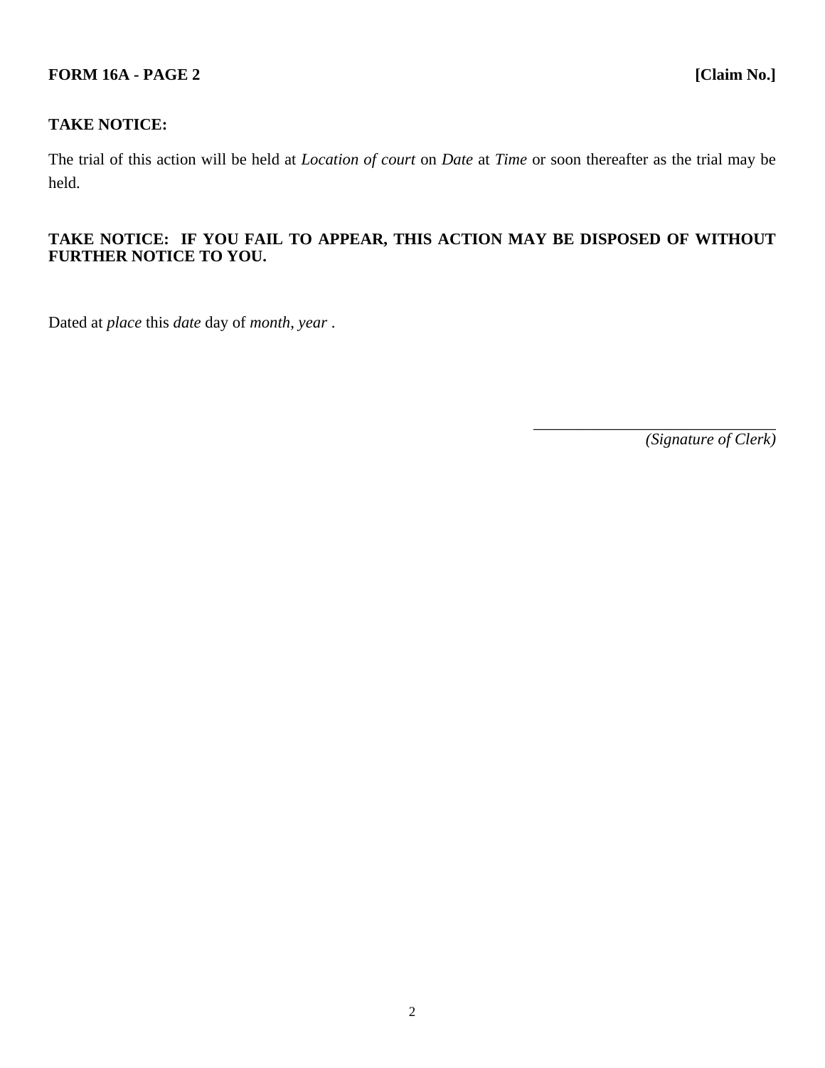**FORM 16A - PAGE 2** **[Claim No.]**

**TAKE NOTICE:**

The trial of this action will be held at *Location of court* on *Date* at *Time* or soon thereafter as the trial may be held.

**TAKE NOTICE: IF YOU FAIL TO APPEAR, THIS ACTION MAY BE DISPOSED OF WITHOUT FURTHER NOTICE TO YOU.**

Dated at *place* this *date* day of *month*, *year* .

\_\_\_\_\_\_\_\_\_\_\_\_\_\_\_\_\_\_\_\_\_\_\_\_\_\_\_\_\_\_\_\_
*(Signature of Clerk)*